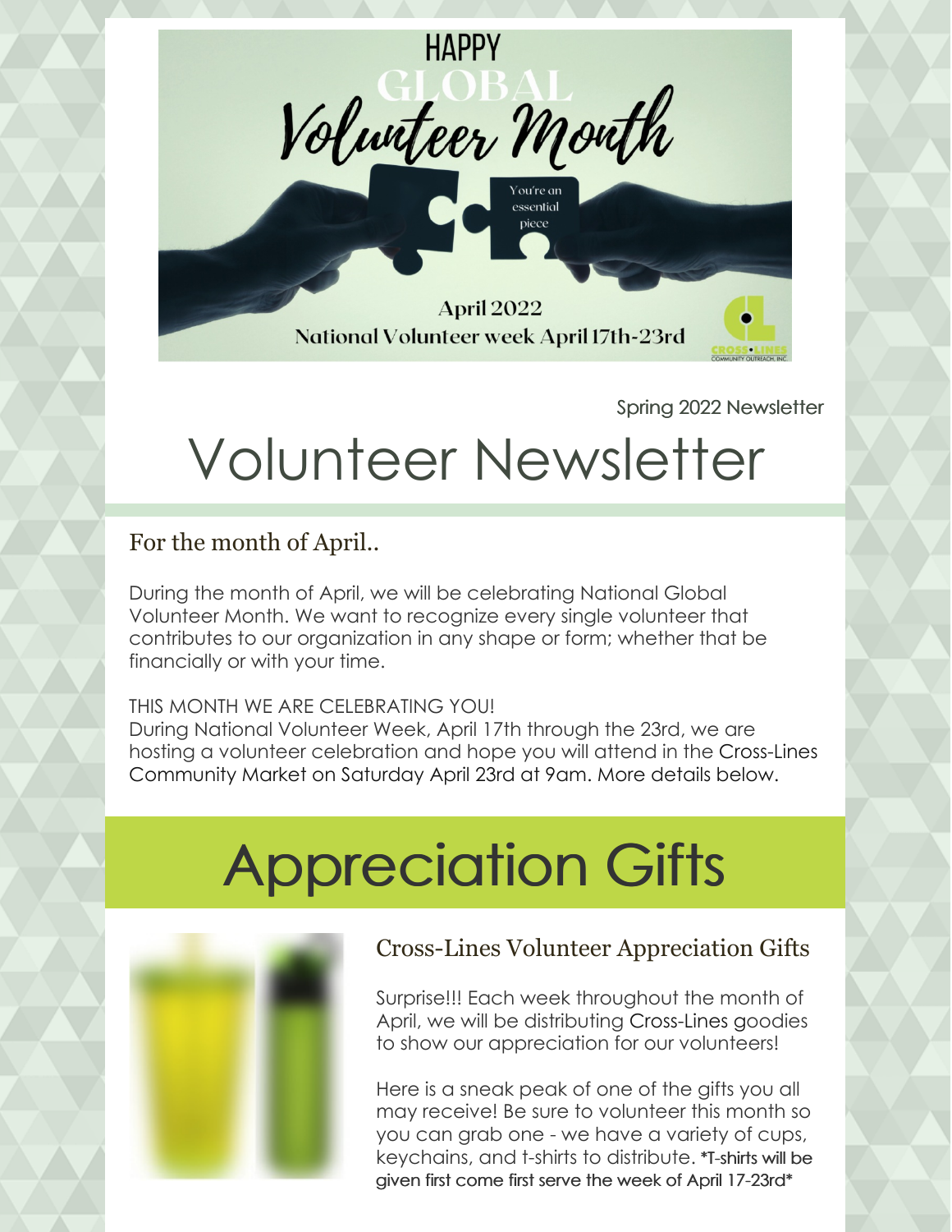HAPPY GLOBAL Volunteer Month

You're an essential piece

April 2022
National Volunteer week April 17th-23rd

Spring 2022 Newsletter

# Volunteer Newsletter

### For the month of April..

During the month of April, we will be celebrating National Global Volunteer Month. We want to recognize every single volunteer that contributes to our organization in any shape or form; whether that be financially or with your time.

THIS MONTH WE ARE CELEBRATING YOU!
During National Volunteer Week, April 17th through the 23rd, we are hosting a volunteer celebration and hope you will attend in the Cross-Lines Community Market on Saturday April 23rd at 9am. More details below.

# Appreciation Gifts

### Cross-Lines Volunteer Appreciation Gifts

Surprise!!! Each week throughout the month of April, we will be distributing Cross-Lines goodies to show our appreciation for our volunteers!

Here is a sneak peak of one of the gifts you all may receive! Be sure to volunteer this month so you can grab one - we have a variety of cups, keychains, and t-shirts to distribute. *T-shirts will be given first come first serve the week of April 17-23rd*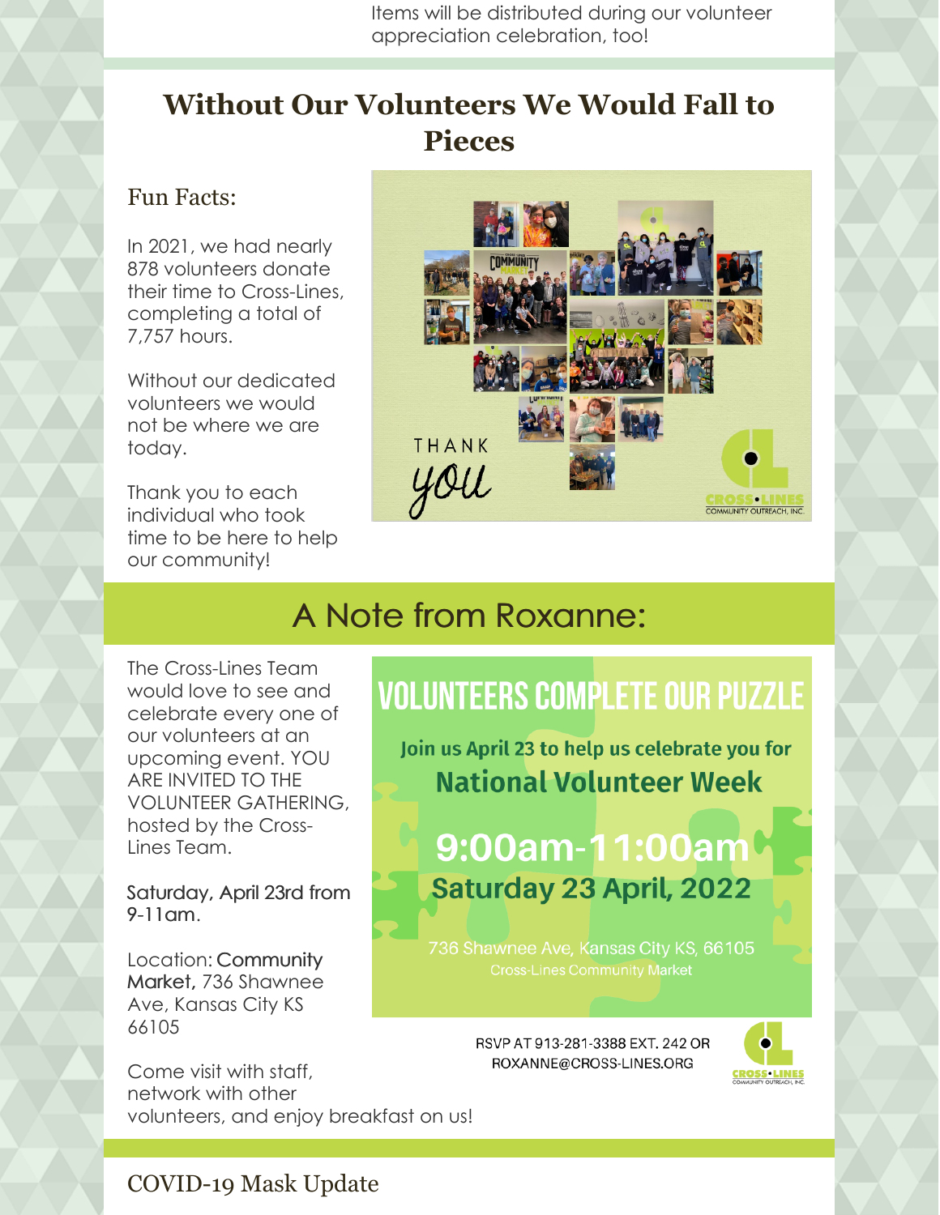Items will be distributed during our volunteer appreciation celebration, too!

## Without Our Volunteers We Would Fall to Pieces

Fun Facts:

In 2021, we had nearly 878 volunteers donate their time to Cross-Lines, completing a total of 7,757 hours.

Without our dedicated volunteers we would not be where we are today.

Thank you to each individual who took time to be here to help our community!

THANK you

CROSS•LINES COMMUNITY OUTREACH, INC.

## A Note from Roxanne:

The Cross-Lines Team would love to see and celebrate every one of our volunteers at an upcoming event. YOU ARE INVITED TO THE VOLUNTEER GATHERING, hosted by the Cross-Lines Team.

Saturday, April 23rd from 9-11am.

Location: Community Market, 736 Shawnee Ave, Kansas City KS 66105

Come visit with staff, network with other volunteers, and enjoy breakfast on us!

**VOLUNTEERS COMPLETE OUR PUZZLE**

Join us April 23 to help us celebrate you for

**National Volunteer Week**

**9:00am-11:00am**

**Saturday 23 April, 2022**

736 Shawnee Ave, Kansas City KS, 66105

Cross-Lines Community Market

RSVP AT 913-281-3388 EXT. 242 OR ROXANNE@CROSS-LINES.ORG

CROSS•LINES COMMUNITY OUTREACH, INC.

## COVID-19 Mask Update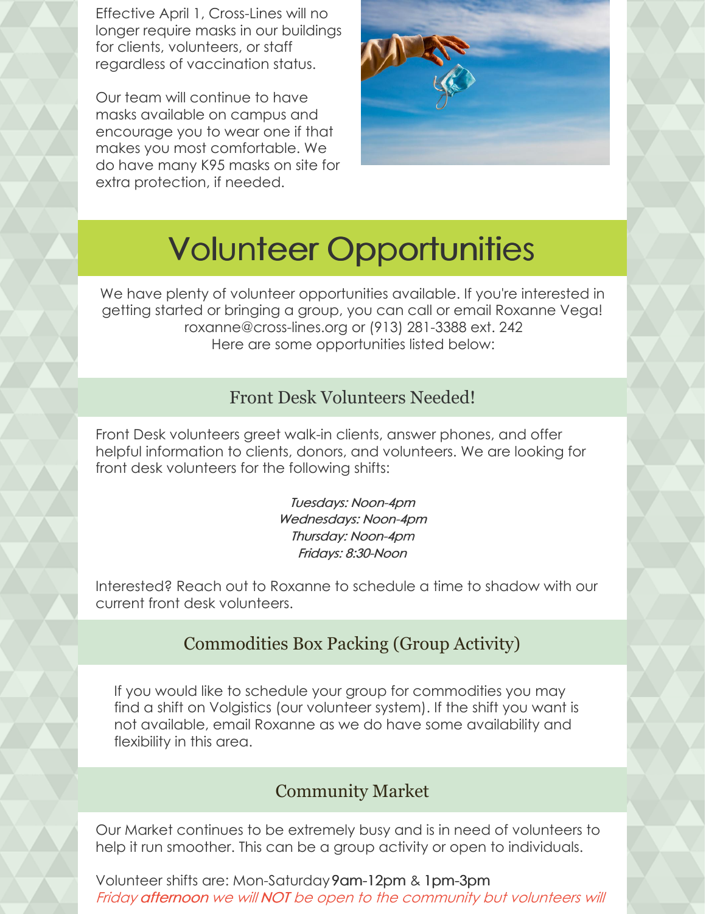Effective April 1, Cross-Lines will no longer require masks in our buildings for clients, volunteers, or staff regardless of vaccination status.

Our team will continue to have masks available on campus and encourage you to wear one if that makes you most comfortable. We do have many K95 masks on site for extra protection, if needed.

# Volunteer Opportunities

We have plenty of volunteer opportunities available. If you're interested in getting started or bringing a group, you can call or email Roxanne Vega! roxanne@cross-lines.org or (913) 281-3388 ext. 242
Here are some opportunities listed below:

## Front Desk Volunteers Needed!

Front Desk volunteers greet walk-in clients, answer phones, and offer helpful information to clients, donors, and volunteers. We are looking for front desk volunteers for the following shifts:

*Tuesdays: Noon-4pm*
*Wednesdays: Noon-4pm*
*Thursday: Noon-4pm*
*Fridays: 8:30-Noon*

Interested? Reach out to Roxanne to schedule a time to shadow with our current front desk volunteers.

## Commodities Box Packing (Group Activity)

If you would like to schedule your group for commodities you may find a shift on Volgistics (our volunteer system). If the shift you want is not available, email Roxanne as we do have some availability and flexibility in this area.

## Community Market

Our Market continues to be extremely busy and is in need of volunteers to help it run smoother. This can be a group activity or open to individuals.

Volunteer shifts are: Mon-Saturday 9am-12pm & 1pm-3pm
*Friday **afternoon** we will **NOT** be open to the community but volunteers will*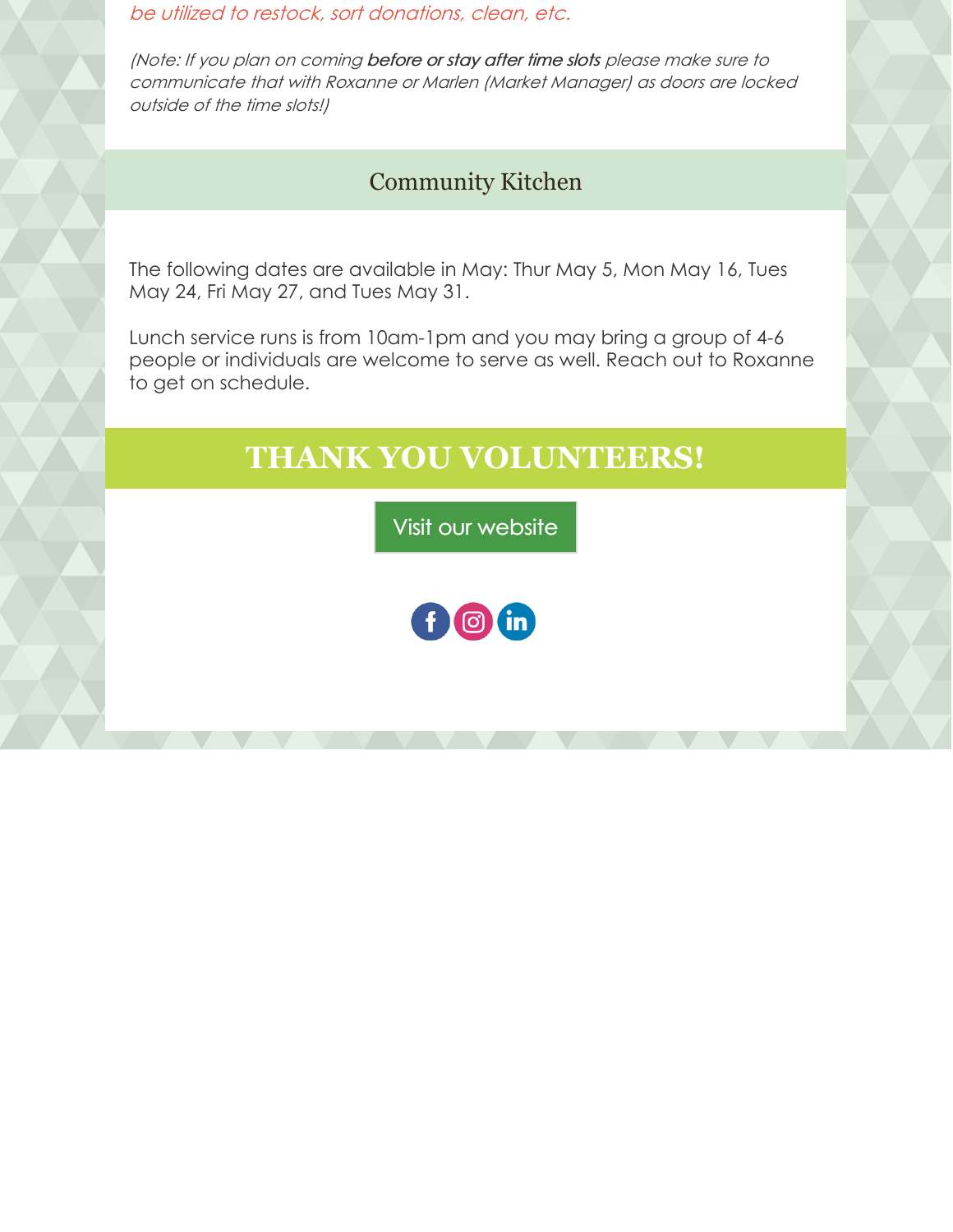*be utilized to restock, sort donations, clean, etc.*

*(Note: If you plan on coming **before or stay after time slots** please make sure to communicate that with Roxanne or Marlen (Market Manager) as doors are locked outside of the time slots!)*

## Community Kitchen

The following dates are available in May: Thur May 5, Mon May 16, Tues May 24, Fri May 27, and Tues May 31.

Lunch service runs is from 10am-1pm and you may bring a group of 4-6 people or individuals are welcome to serve as well. Reach out to Roxanne to get on schedule.

# THANK YOU VOLUNTEERS!

Visit our website